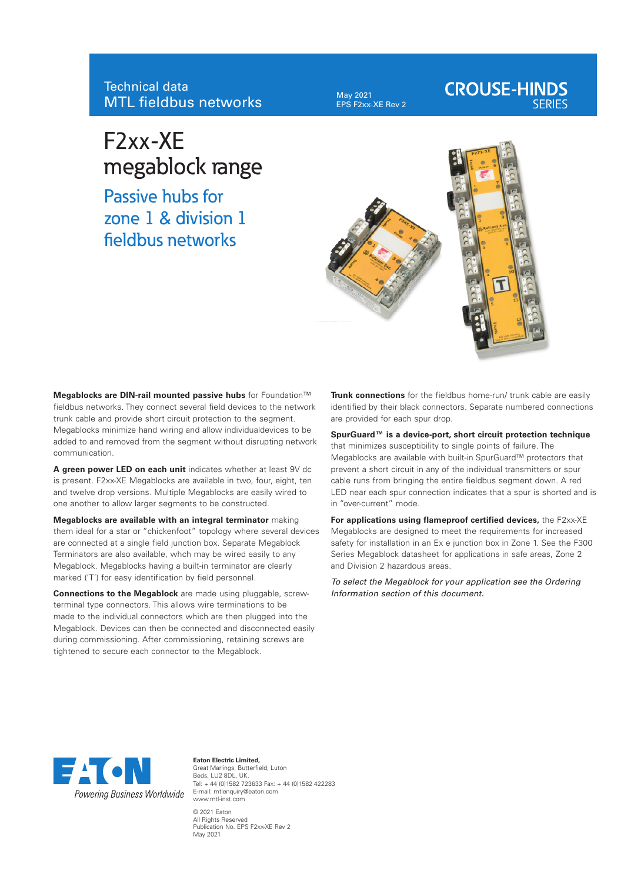Technical data
MTL fieldbus networks

May 2021
EPS F2xx-XE Rev 2

CROUSE-HINDS SERIES

# F2xx-XE megablock range

## Passive hubs for zone 1 & division 1 fieldbus networks

**Megablocks are DIN-rail mounted passive hubs** for Foundation™ fieldbus networks. They connect several field devices to the network trunk cable and provide short circuit protection to the segment. Megablocks minimize hand wiring and allow individualdevices to be added to and removed from the segment without disrupting network communication.

**A green power LED on each unit** indicates whether at least 9V dc is present. F2xx-XE Megablocks are available in two, four, ten and twelve drop versions. Multiple Megablocks are easily wired to one another to allow larger segments to be constructed.

**Megablocks are available with an integral terminator** making them ideal for a star or "chickenfoot" topology where several devices are connected at a single field junction box. Separate Megablock Terminators are also available, whch may be wired easily to any Megablock. Megablocks having a built-in terminator are clearly marked ('T') for easy identification by field personnel.

**Connections to the Megablock** are made using pluggable, screw-terminal type connectors. This allows wire terminations to be made to the individual connectors which are then plugged into the Megablock. Devices can then be connected and disconnected easily during commissioning. After commissioning, retaining screws are tightened to secure each connector to the Megablock.

**Trunk connections** for the fieldbus home-run/ trunk cable are easily identified by their black connectors. Separate numbered connections are provided for each spur drop.

**SpurGuard™ is a device-port, short circuit protection technique** that minimizes susceptibility to single points of failure. The Megablocks are available with built-in SpurGuard™ protectors that prevent a short circuit in any of the individual transmitters or spur cable runs from bringing the entire fieldbus segment down. A red LED near each spur connection indicates that a spur is shorted and is in "over-current" mode.

**For applications using flameproof certified devices,** the F2xx-XE Megablocks are designed to meet the requirements for increased safety for installation in an Ex e junction box in Zone 1. See the F300 Series Megablock datasheet for applications in safe areas, Zone 2 and Division 2 hazardous areas.

*To select the Megablock for your application see the Ordering Information section of this document.*

EATON
Powering Business Worldwide

**Eaton Electric Limited,**
Great Marlings, Butterfield, Luton
Beds, LU2 8DL, UK.
Tel: + 44 (0)1582 723633 Fax: + 44 (0)1582 422283
E-mail: mtlenquiry@eaton.com
www.mtl-inst.com

© 2021 Eaton
All Rights Reserved
Publication No. EPS F2xx-XE Rev 2
May 2021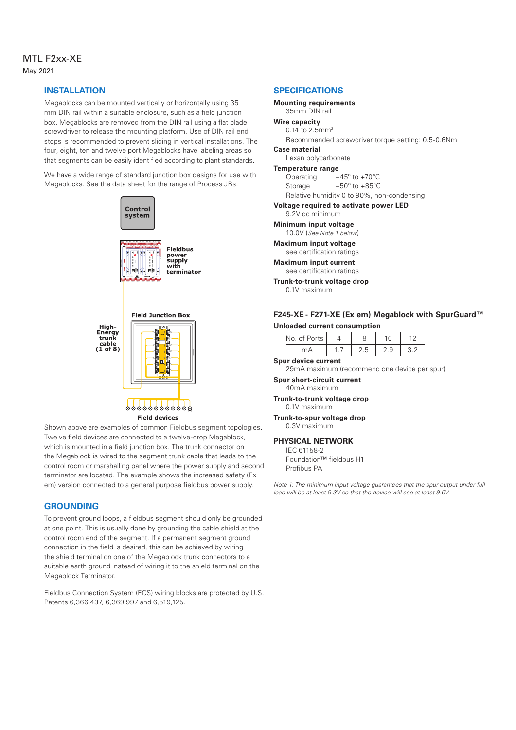## INSTALLATION

Megablocks can be mounted vertically or horizontally using 35 mm DIN rail within a suitable enclosure, such as a field junction box. Megablocks are removed from the DIN rail using a flat blade screwdriver to release the mounting platform. Use of DIN rail end stops is recommended to prevent sliding in vertical installations. The four, eight, ten and twelve port Megablocks have labeling areas so that segments can be easily identified according to plant standards.

We have a wide range of standard junction box designs for use with Megablocks. See the data sheet for the range of Process JBs.

Control system

Fieldbus power supply with terminator

Field Junction Box

High-Energy trunk cable (1 of 8)

Field devices

Shown above are examples of common Fieldbus segment topologies. Twelve field devices are connected to a twelve-drop Megablock, which is mounted in a field junction box. The trunk connector on the Megablock is wired to the segment trunk cable that leads to the control room or marshalling panel where the power supply and second terminator are located. The example shows the increased safety (Ex em) version connected to a general purpose fieldbus power supply.

## GROUNDING

To prevent ground loops, a fieldbus segment should only be grounded at one point. This is usually done by grounding the cable shield at the control room end of the segment. If a permanent segment ground connection in the field is desired, this can be achieved by wiring the shield terminal on one of the Megablock trunk connectors to a suitable earth ground instead of wiring it to the shield terminal on the Megablock Terminator.

Fieldbus Connection System (FCS) wiring blocks are protected by U.S. Patents 6,366,437, 6,369,997 and 6,519,125.

## SPECIFICATIONS

**Mounting requirements**
35mm DIN rail

**Wire capacity**
0.14 to 2.5mm²
Recommended screwdriver torque setting: 0.5-0.6Nm

**Case material**
Lexan polycarbonate

**Temperature range**
Operating −45° to +70°C
Storage −50° to +85°C
Relative humidity 0 to 90%, non-condensing

**Voltage required to activate power LED**
9.2V dc minimum

**Minimum input voltage**
10.0V (*See Note 1 below*)

**Maximum input voltage**
see certification ratings

**Maximum input current**
see certification ratings

**Trunk-to-trunk voltage drop**
0.1V maximum

### F245-XE - F271-XE (Ex em) Megablock with SpurGuard™

**Unloaded current consumption**

| No. of Ports | 4 | 8 | 10 | 12 |
|---|---|---|---|---|
| mA | 1.7 | 2.5 | 2.9 | 3.2 |

**Spur device current**
29mA maximum (recommend one device per spur)

**Spur short-circuit current**
40mA maximum

**Trunk-to-trunk voltage drop**
0.1V maximum

**Trunk-to-spur voltage drop**
0.3V maximum

### PHYSICAL NETWORK

IEC 61158-2
Foundation™ fieldbus H1
Profibus PA

*Note 1: The minimum input voltage guarantees that the spur output under full load will be at least 9.3V so that the device will see at least 9.0V.*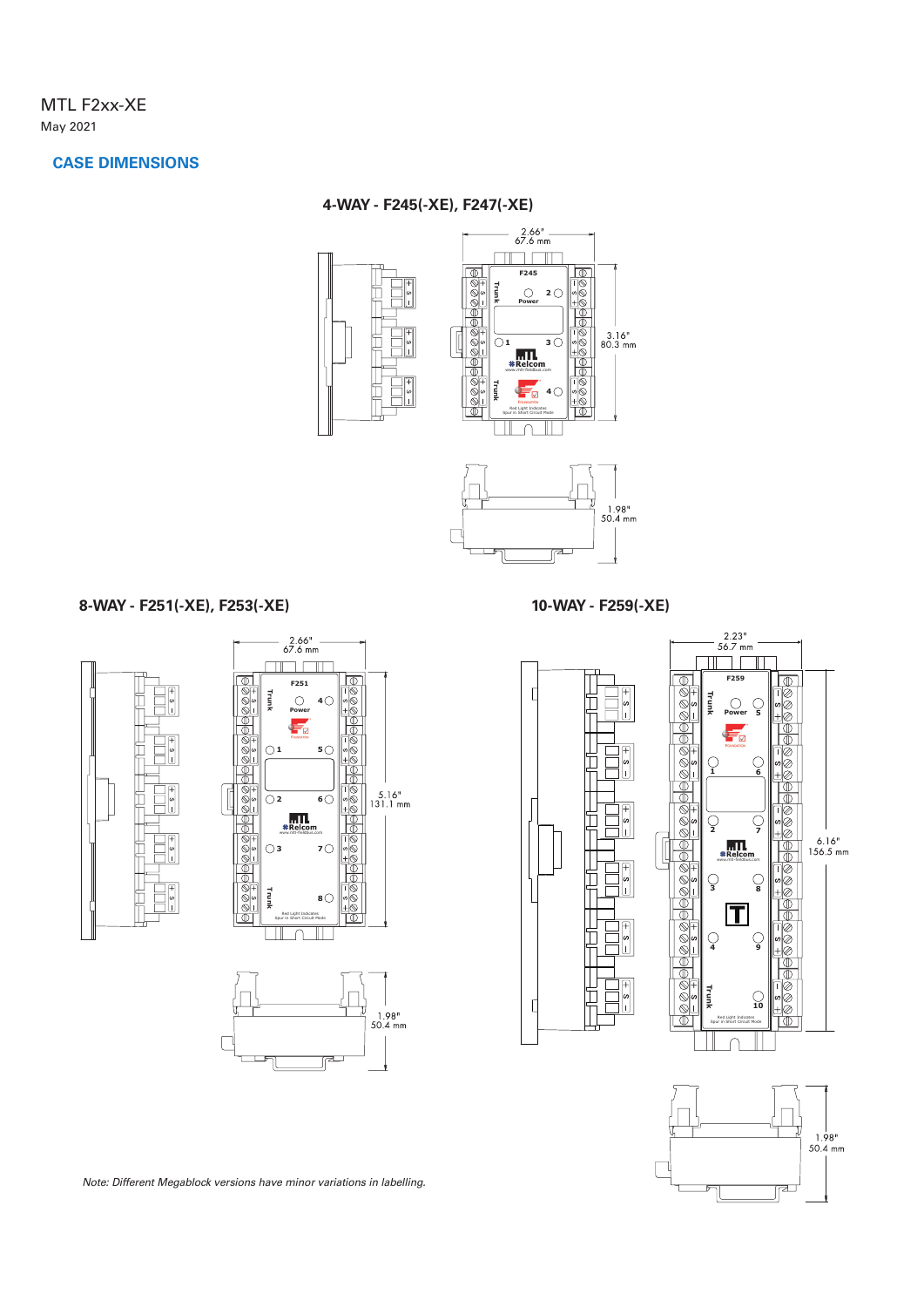## CASE DIMENSIONS

### 4-WAY - F245(-XE), F247(-XE)

2.66"
67.6 mm

3.16"
80.3 mm

1.98"
50.4 mm

### 8-WAY - F251(-XE), F253(-XE)

2.66"
67.6 mm

5.16"
131.1 mm

1.98"
50.4 mm

### 10-WAY - F259(-XE)

2.23"
56.7 mm

6.16"
156.5 mm

1.98"
50.4 mm

*Note: Different Megablock versions have minor variations in labelling.*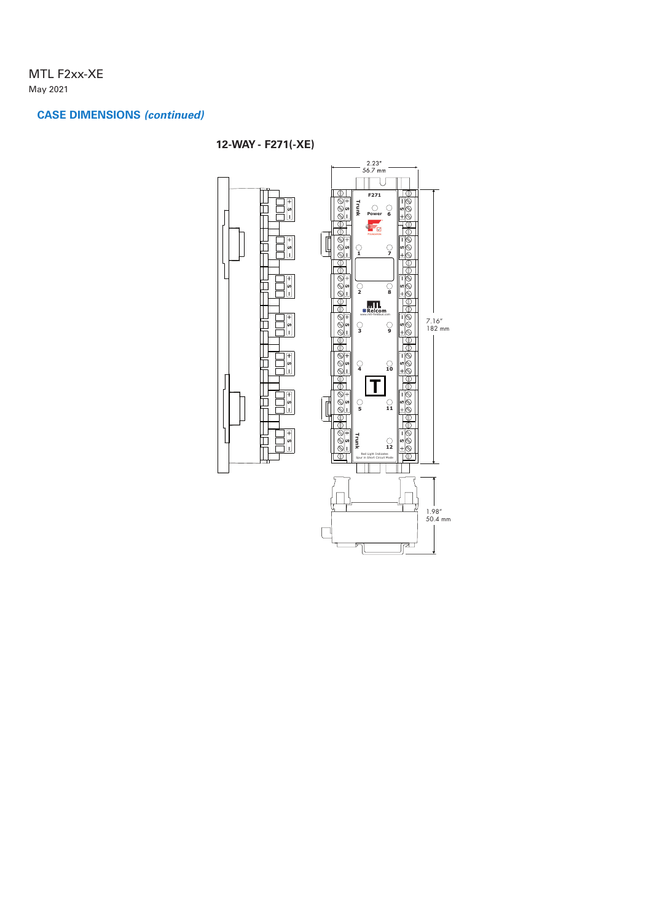## CASE DIMENSIONS *(continued)*

### 12-WAY - F271(-XE)

2.23"
56.7 mm

7.16"
182 mm

1.98"
50.4 mm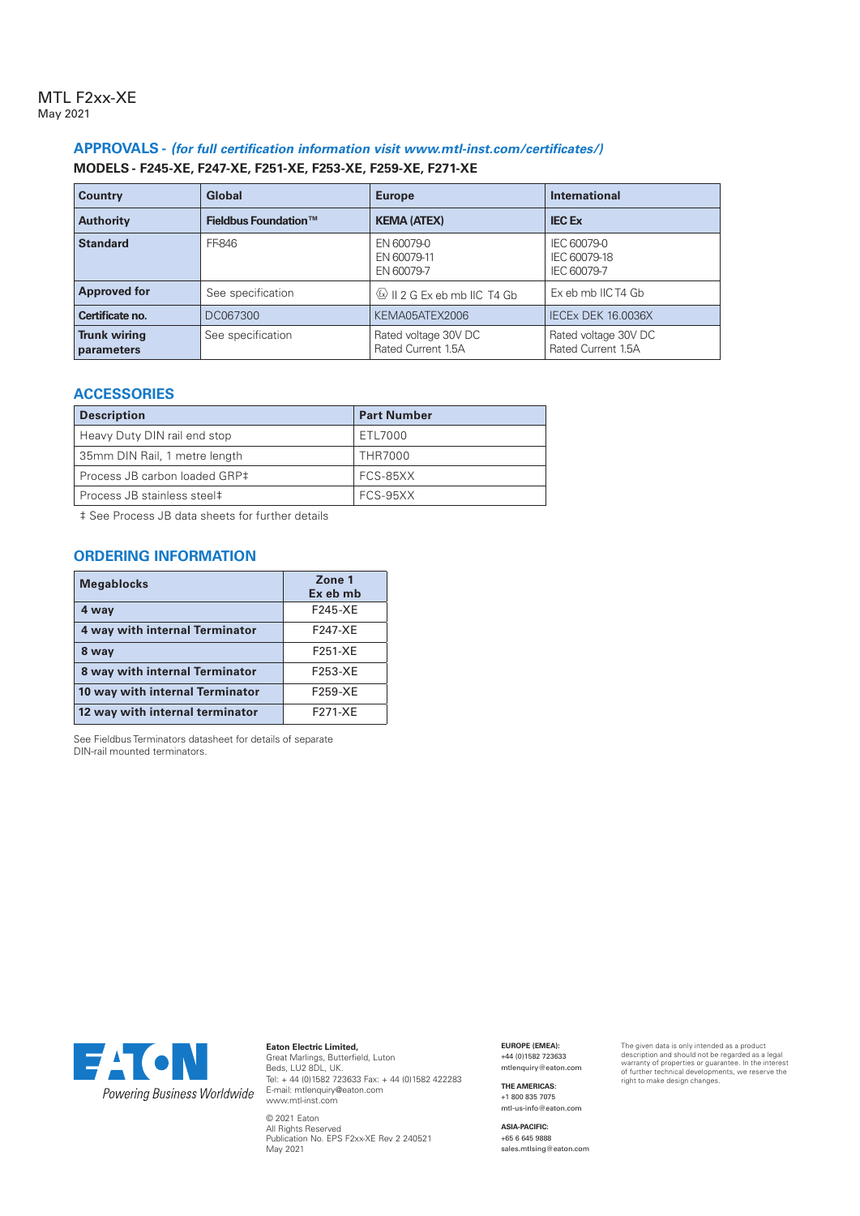MTL F2xx-XE
May 2021

## APPROVALS - *(for full certification information visit www.mtl-inst.com/certificates/)*

**MODELS - F245-XE, F247-XE, F251-XE, F253-XE, F259-XE, F271-XE**

| Country | Global | Europe | International |
|---|---|---|---|
| **Authority** | **Fieldbus Foundation™** | **KEMA (ATEX)** | **IEC Ex** |
| **Standard** | FF-846 | EN 60079-0<br>EN 60079-11<br>EN 60079-7 | IEC 60079-0<br>IEC 60079-18<br>IEC 60079-7 |
| **Approved for** | See specification | Ⓔx II 2 G Ex eb mb IIC T4 Gb | Ex eb mb IIC T4 Gb |
| **Certificate no.** | DC067300 | KEMA05ATEX2006 | IECEx DEK 16.0036X |
| **Trunk wiring parameters** | See specification | Rated voltage 30V DC<br>Rated Current 1.5A | Rated voltage 30V DC<br>Rated Current 1.5A |

## ACCESSORIES

| Description | Part Number |
|---|---|
| Heavy Duty DIN rail end stop | ETL7000 |
| 35mm DIN Rail, 1 metre length | THR7000 |
| Process JB carbon loaded GRP‡ | FCS-85XX |
| Process JB stainless steel‡ | FCS-95XX |

‡ See Process JB data sheets for further details

## ORDERING INFORMATION

| Megablocks | Zone 1<br>Ex eb mb |
|---|---|
| **4 way** | F245-XE |
| **4 way with internal Terminator** | F247-XE |
| **8 way** | F251-XE |
| **8 way with internal Terminator** | F253-XE |
| **10 way with internal Terminator** | F259-XE |
| **12 way with internal terminator** | F271-XE |

See Fieldbus Terminators datasheet for details of separate DIN-rail mounted terminators.

EATON
Powering Business Worldwide

**Eaton Electric Limited,**
Great Marlings, Butterfield, Luton
Beds, LU2 8DL, UK.
Tel: + 44 (0)1582 723633 Fax: + 44 (0)1582 422283
E-mail: mtlenquiry@eaton.com
www.mtl-inst.com

© 2021 Eaton
All Rights Reserved
Publication No. EPS F2xx-XE Rev 2 240521
May 2021

**EUROPE (EMEA):**
+44 (0)1582 723633
mtlenquiry@eaton.com

**THE AMERICAS:**
+1 800 835 7075
mtl-us-info@eaton.com

**ASIA-PACIFIC:**
+65 6 645 9888
sales.mtlsing@eaton.com

The given data is only intended as a product description and should not be regarded as a legal warranty of properties or guarantee. In the interest of further technical developments, we reserve the right to make design changes.